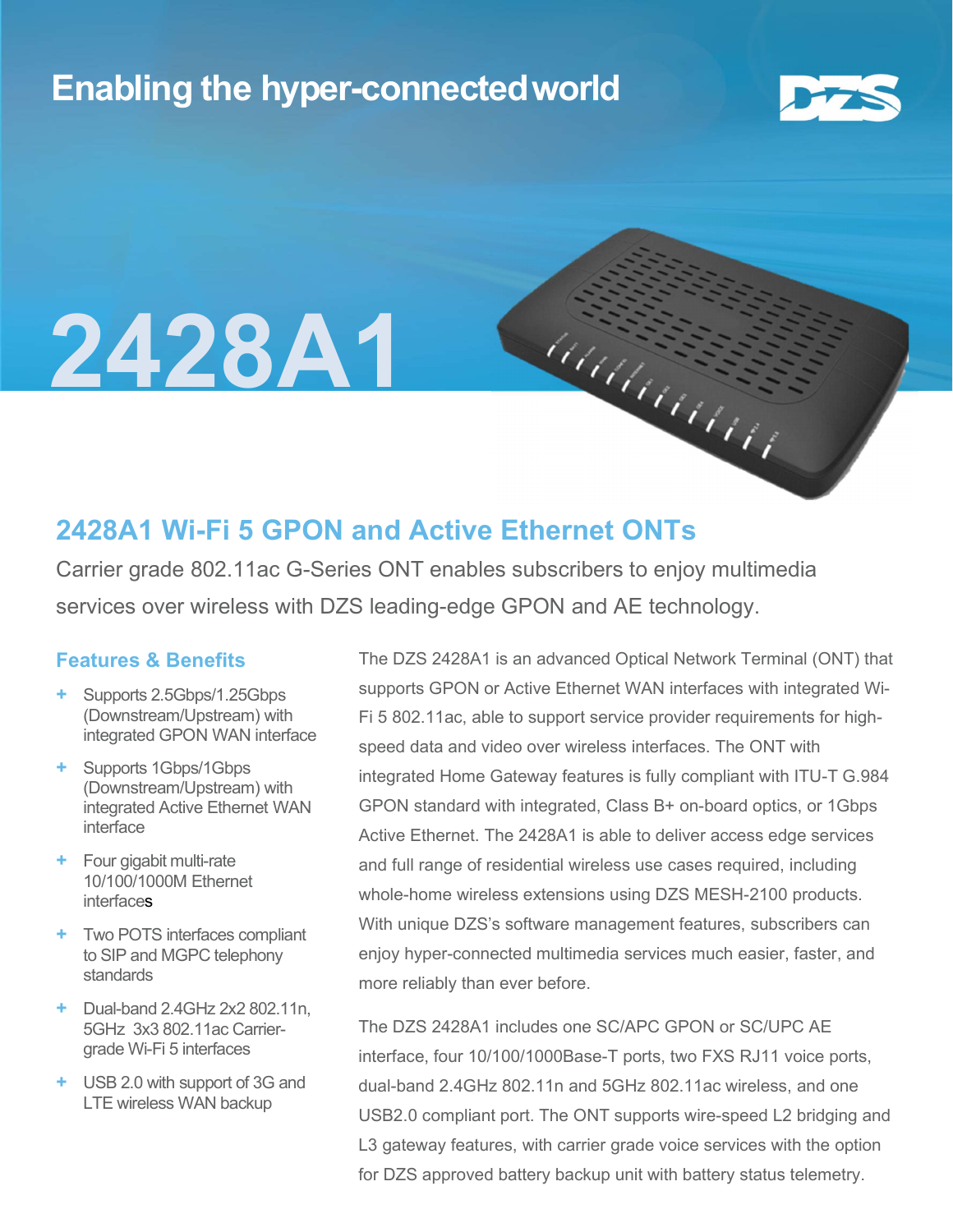# Enabling the hyper-connected world

# 2428A1

## 2428A1 Wi-Fi 5 GPON and Active Ethernet ONTs

Carrier grade 802.11ac G-Series ONT enables subscribers to enjoy multimedia services over wireless with DZS leading-edge GPON and AE technology.

### Features & Benefits

- Supports 2.5Gbps/1.25Gbps (Downstream/Upstream) with integrated GPON WAN interface
- Supports 1Gbps/1Gbps (Downstream/Upstream) with integrated Active Ethernet WAN interface
- Four gigabit multi-rate 10/100/1000M Ethernet interfaces
- Two POTS interfaces compliant to SIP and MGPC telephony standards
- Dual-band 2.4GHz 2x2 802.11n, 5GHz 3x3 802.11ac Carrier-grade Wi-Fi 5 interfaces
- USB 2.0 with support of 3G and LTE wireless WAN backup

The DZS 2428A1 is an advanced Optical Network Terminal (ONT) that supports GPON or Active Ethernet WAN interfaces with integrated Wi-Fi 5 802.11ac, able to support service provider requirements for high-speed data and video over wireless interfaces. The ONT with integrated Home Gateway features is fully compliant with ITU-T G.984 GPON standard with integrated, Class B+ on-board optics, or 1Gbps Active Ethernet. The 2428A1 is able to deliver access edge services and full range of residential wireless use cases required, including whole-home wireless extensions using DZS MESH-2100 products. With unique DZS's software management features, subscribers can enjoy hyper-connected multimedia services much easier, faster, and more reliably than ever before.

The DZS 2428A1 includes one SC/APC GPON or SC/UPC AE interface, four 10/100/1000Base-T ports, two FXS RJ11 voice ports, dual-band 2.4GHz 802.11n and 5GHz 802.11ac wireless, and one USB2.0 compliant port. The ONT supports wire-speed L2 bridging and L3 gateway features, with carrier grade voice services with the option for DZS approved battery backup unit with battery status telemetry.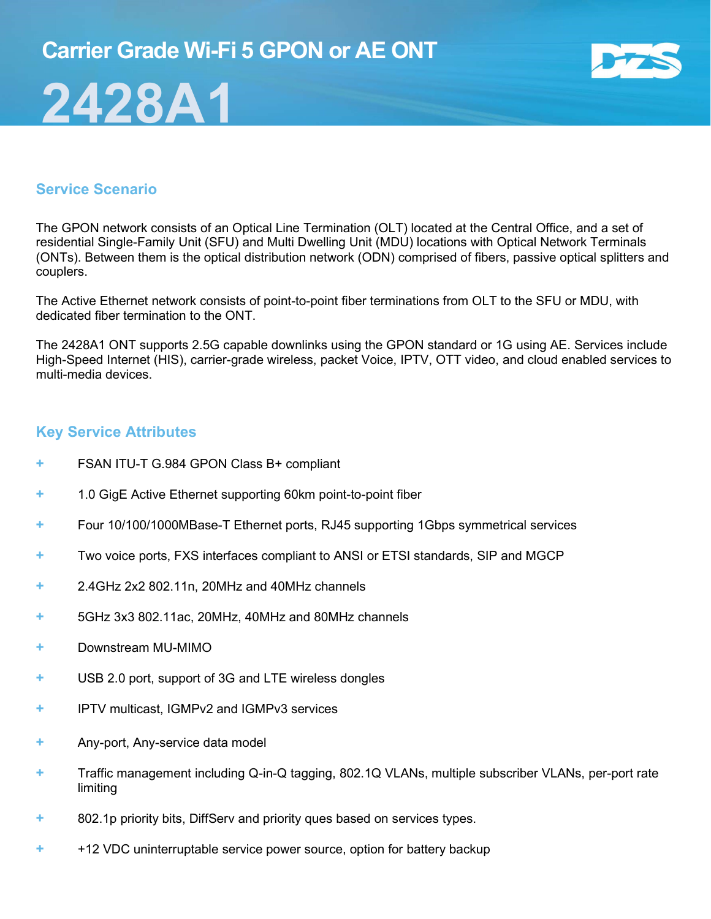# Carrier Grade Wi-Fi 5 GPON or AE ONT

# 2428A1

## Service Scenario

The GPON network consists of an Optical Line Termination (OLT) located at the Central Office, and a set of residential Single-Family Unit (SFU) and Multi Dwelling Unit (MDU) locations with Optical Network Terminals (ONTs). Between them is the optical distribution network (ODN) comprised of fibers, passive optical splitters and couplers.

The Active Ethernet network consists of point-to-point fiber terminations from OLT to the SFU or MDU, with dedicated fiber termination to the ONT.

The 2428A1 ONT supports 2.5G capable downlinks using the GPON standard or 1G using AE. Services include High-Speed Internet (HIS), carrier-grade wireless, packet Voice, IPTV, OTT video, and cloud enabled services to multi-media devices.

## Key Service Attributes

- FSAN ITU-T G.984 GPON Class B+ compliant
- 1.0 GigE Active Ethernet supporting 60km point-to-point fiber
- Four 10/100/1000MBase-T Ethernet ports, RJ45 supporting 1Gbps symmetrical services
- Two voice ports, FXS interfaces compliant to ANSI or ETSI standards, SIP and MGCP
- 2.4GHz 2x2 802.11n, 20MHz and 40MHz channels
- 5GHz 3x3 802.11ac, 20MHz, 40MHz and 80MHz channels
- Downstream MU-MIMO
- USB 2.0 port, support of 3G and LTE wireless dongles
- IPTV multicast, IGMPv2 and IGMPv3 services
- Any-port, Any-service data model
- Traffic management including Q-in-Q tagging, 802.1Q VLANs, multiple subscriber VLANs, per-port rate limiting
- 802.1p priority bits, DiffServ and priority ques based on services types.
- +12 VDC uninterruptable service power source, option for battery backup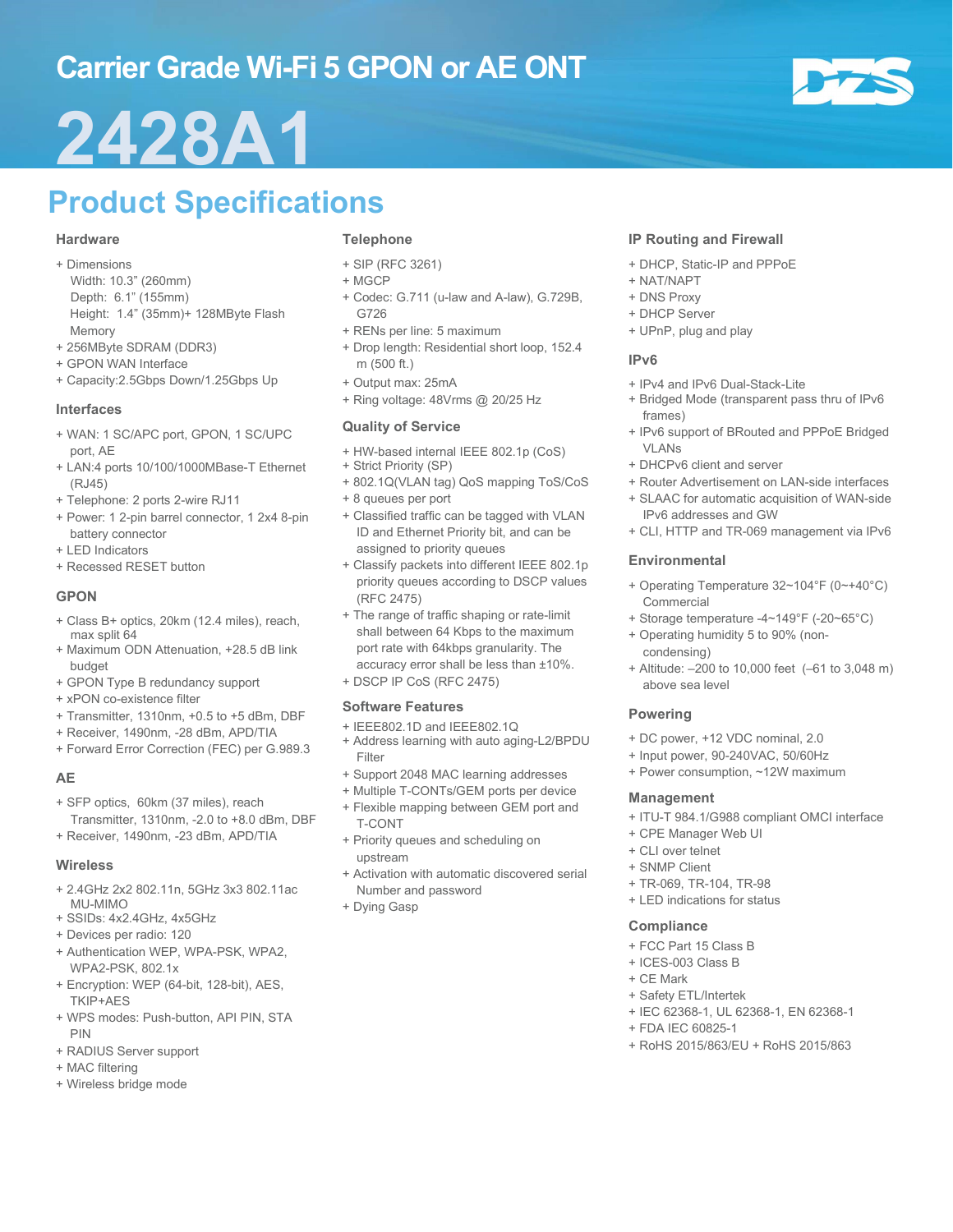# Carrier Grade Wi-Fi 5 GPON or AE ONT

# 2428A1

## Product Specifications

### Hardware

- + Dimensions
  Width: 10.3" (260mm)
  Depth: 6.1" (155mm)
  Height: 1.4" (35mm)+ 128MByte Flash Memory
- + 256MByte SDRAM (DDR3)
- + GPON WAN Interface
- + Capacity:2.5Gbps Down/1.25Gbps Up

### Interfaces

- + WAN: 1 SC/APC port, GPON, 1 SC/UPC port, AE
- + LAN:4 ports 10/100/1000MBase-T Ethernet (RJ45)
- + Telephone: 2 ports 2-wire RJ11
- + Power: 1 2-pin barrel connector, 1 2x4 8-pin battery connector
- + LED Indicators
- + Recessed RESET button

### GPON

- + Class B+ optics, 20km (12.4 miles), reach, max split 64
- + Maximum ODN Attenuation, +28.5 dB link budget
- + GPON Type B redundancy support
- + xPON co-existence filter
- + Transmitter, 1310nm, +0.5 to +5 dBm, DBF
- + Receiver, 1490nm, -28 dBm, APD/TIA
- + Forward Error Correction (FEC) per G.989.3

### AE

- + SFP optics, 60km (37 miles), reach
  Transmitter, 1310nm, -2.0 to +8.0 dBm, DBF
- + Receiver, 1490nm, -23 dBm, APD/TIA

### Wireless

- + 2.4GHz 2x2 802.11n, 5GHz 3x3 802.11ac MU-MIMO
- + SSIDs: 4x2.4GHz, 4x5GHz
- + Devices per radio: 120
- + Authentication WEP, WPA-PSK, WPA2, WPA2-PSK, 802.1x
- + Encryption: WEP (64-bit, 128-bit), AES, TKIP+AES
- + WPS modes: Push-button, API PIN, STA PIN
- + RADIUS Server support
- + MAC filtering
- + Wireless bridge mode

### Telephone

- + SIP (RFC 3261)
- + MGCP
- + Codec: G.711 (u-law and A-law), G.729B, G726
- + RENs per line: 5 maximum
- + Drop length: Residential short loop, 152.4 m (500 ft.)
- + Output max: 25mA
- + Ring voltage: 48Vrms @ 20/25 Hz

### Quality of Service

- + HW-based internal IEEE 802.1p (CoS)
- + Strict Priority (SP)
- + 802.1Q(VLAN tag) QoS mapping ToS/CoS
- + 8 queues per port
- + Classified traffic can be tagged with VLAN ID and Ethernet Priority bit, and can be assigned to priority queues
- + Classify packets into different IEEE 802.1p priority queues according to DSCP values (RFC 2475)
- + The range of traffic shaping or rate-limit shall between 64 Kbps to the maximum port rate with 64kbps granularity. The accuracy error shall be less than ±10%.
- + DSCP IP CoS (RFC 2475)

### Software Features

- + IEEE802.1D and IEEE802.1Q
- + Address learning with auto aging-L2/BPDU Filter
- + Support 2048 MAC learning addresses
- + Multiple T-CONTs/GEM ports per device
- + Flexible mapping between GEM port and T-CONT
- + Priority queues and scheduling on upstream
- + Activation with automatic discovered serial Number and password
- + Dying Gasp

### IP Routing and Firewall

- + DHCP, Static-IP and PPPoE
- + NAT/NAPT
- + DNS Proxy
- + DHCP Server
- + UPnP, plug and play

### IPv6

- + IPv4 and IPv6 Dual-Stack-Lite
- + Bridged Mode (transparent pass thru of IPv6 frames)
- + IPv6 support of BRouted and PPPoE Bridged VLANs
- + DHCPv6 client and server
- + Router Advertisement on LAN-side interfaces
- + SLAAC for automatic acquisition of WAN-side IPv6 addresses and GW
- + CLI, HTTP and TR-069 management via IPv6

### Environmental

- + Operating Temperature 32~104°F (0~+40°C) Commercial
- + Storage temperature -4~149°F (-20~65°C)
- + Operating humidity 5 to 90% (non-condensing)
- + Altitude: –200 to 10,000 feet (–61 to 3,048 m) above sea level

### Powering

- + DC power, +12 VDC nominal, 2.0
- + Input power, 90-240VAC, 50/60Hz
- + Power consumption, ~12W maximum

### Management

- + ITU-T 984.1/G988 compliant OMCI interface
- + CPE Manager Web UI
- + CLI over telnet
- + SNMP Client
- + TR-069, TR-104, TR-98
- + LED indications for status

### Compliance

- + FCC Part 15 Class B
- + ICES-003 Class B
- + CE Mark
- + Safety ETL/Intertek
- + IEC 62368-1, UL 62368-1, EN 62368-1
- + FDA IEC 60825-1
- + RoHS 2015/863/EU + RoHS 2015/863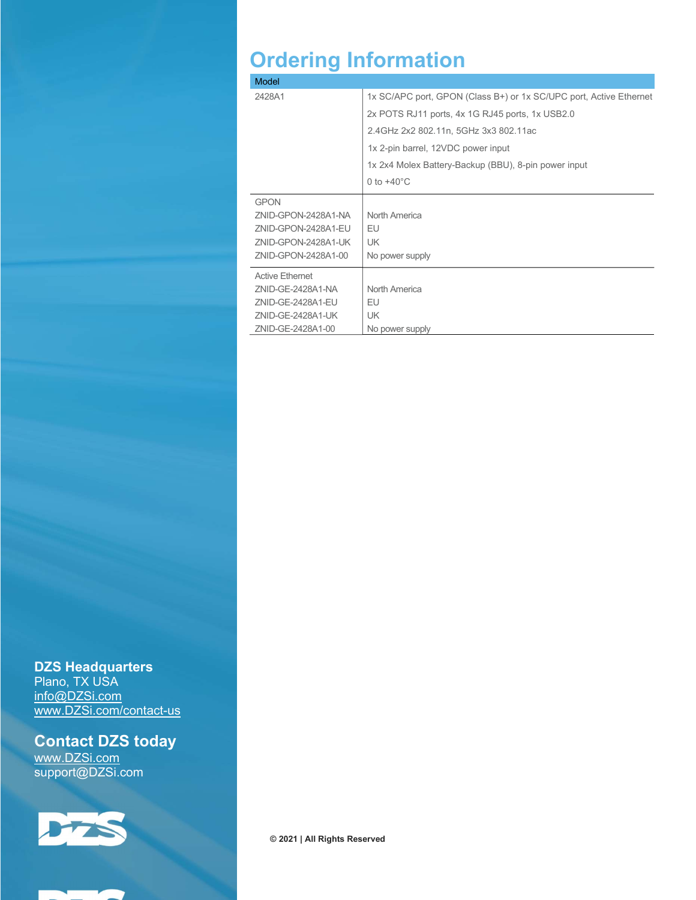# Ordering Information

| Model | |
|---|---|
| 2428A1 | 1x SC/APC port, GPON (Class B+) or 1x SC/UPC port, Active Ethernet<br>2x POTS RJ11 ports, 4x 1G RJ45 ports, 1x USB2.0<br>2.4GHz 2x2 802.11n, 5GHz 3x3 802.11ac<br>1x 2-pin barrel, 12VDC power input<br>1x 2x4 Molex Battery-Backup (BBU), 8-pin power input<br>0 to +40°C |
| GPON<br>ZNID-GPON-2428A1-NA<br>ZNID-GPON-2428A1-EU<br>ZNID-GPON-2428A1-UK<br>ZNID-GPON-2428A1-00 | <br>North America<br>EU<br>UK<br>No power supply |
| Active Ethernet<br>ZNID-GE-2428A1-NA<br>ZNID-GE-2428A1-EU<br>ZNID-GE-2428A1-UK<br>ZNID-GE-2428A1-00 | <br>North America<br>EU<br>UK<br>No power supply |

**DZS Headquarters**
Plano, TX USA
info@DZSi.com
www.DZSi.com/contact-us

**Contact DZS today**
www.DZSi.com
support@DZSi.com

**© 2021 | All Rights Reserved**